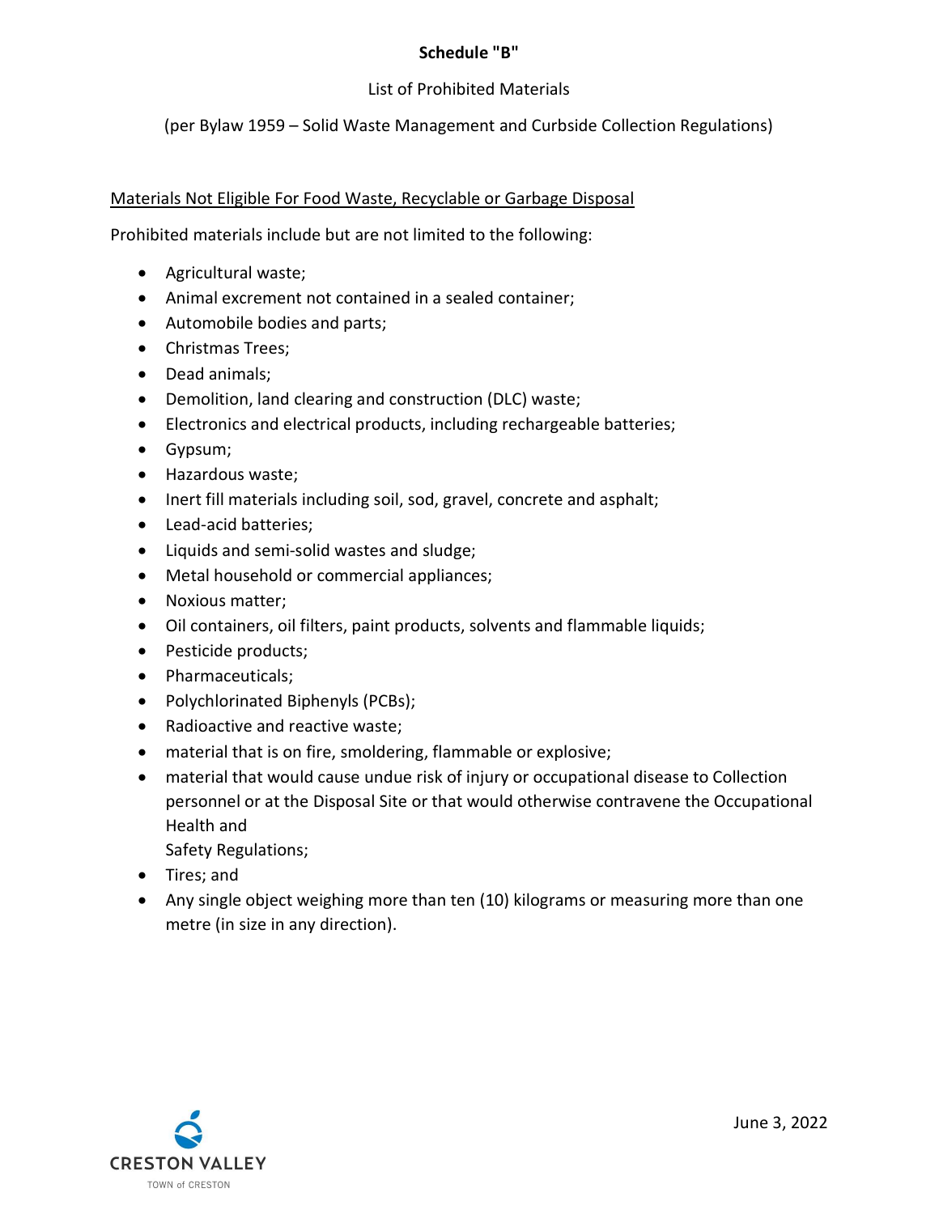# Schedule "B"

List of Prohibited Materials

(per Bylaw 1959 – Solid Waste Management and Curbside Collection Regulations)

Materials Not Eligible For Food Waste, Recyclable or Garbage Disposal

Prohibited materials include but are not limited to the following:

- Agricultural waste;
- Animal excrement not contained in a sealed container;
- Automobile bodies and parts;
- Christmas Trees;
- Dead animals;
- Demolition, land clearing and construction (DLC) waste;
- Electronics and electrical products, including rechargeable batteries;
- Gypsum;
- Hazardous waste;
- Inert fill materials including soil, sod, gravel, concrete and asphalt;
- Lead-acid batteries;
- Liquids and semi-solid wastes and sludge;
- Metal household or commercial appliances;
- Noxious matter;
- Oil containers, oil filters, paint products, solvents and flammable liquids;
- Pesticide products;
- Pharmaceuticals;
- Polychlorinated Biphenyls (PCBs);
- Radioactive and reactive waste;
- material that is on fire, smoldering, flammable or explosive;
- material that would cause undue risk of injury or occupational disease to Collection personnel or at the Disposal Site or that would otherwise contravene the Occupational Health and Safety Regulations;
- Tires; and
- Any single object weighing more than ten (10) kilograms or measuring more than one metre (in size in any direction).

CRESTON VALLEY
TOWN of CRESTON

June 3, 2022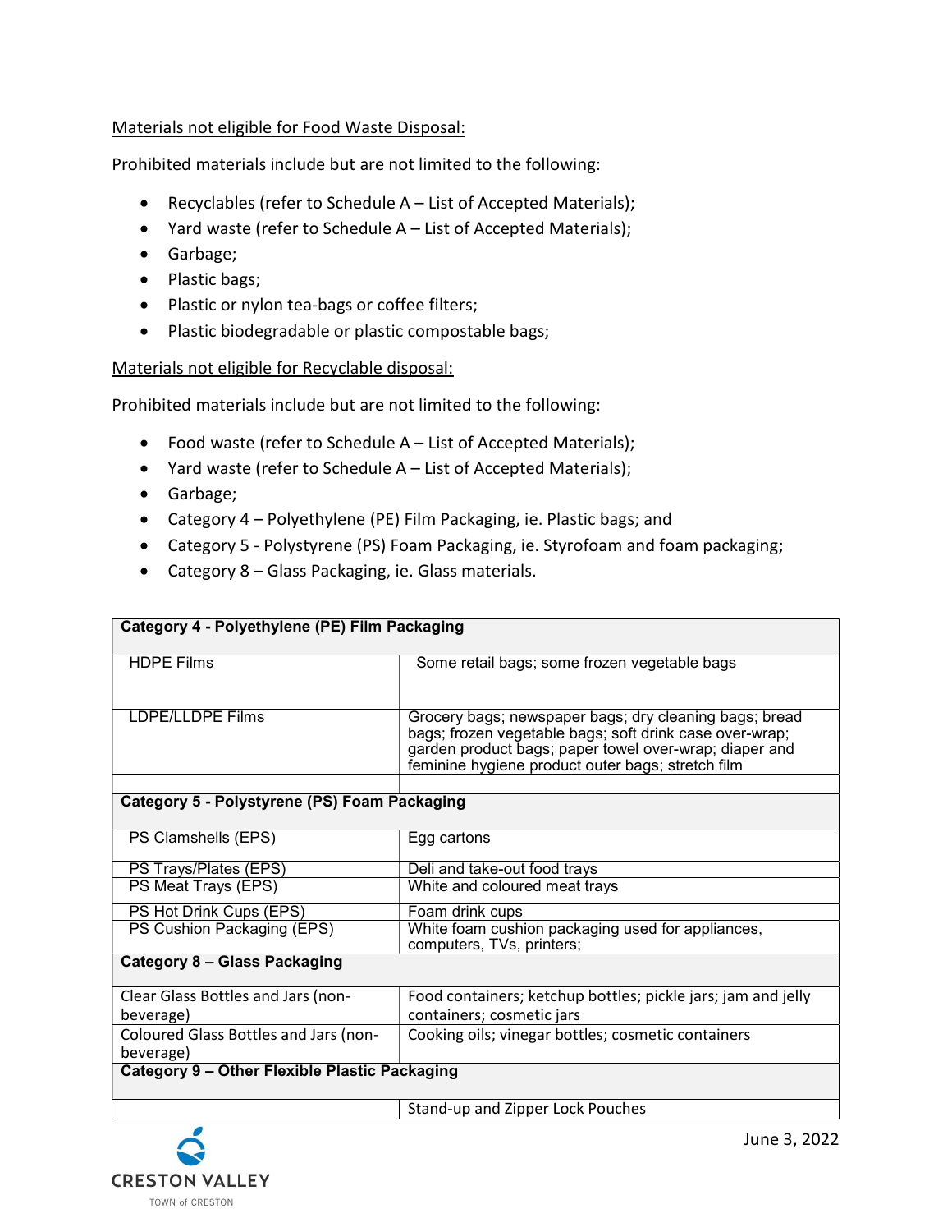<u>Materials not eligible for Food Waste Disposal:</u>

Prohibited materials include but are not limited to the following:

- Recyclables (refer to Schedule A – List of Accepted Materials);
- Yard waste (refer to Schedule A – List of Accepted Materials);
- Garbage;
- Plastic bags;
- Plastic or nylon tea-bags or coffee filters;
- Plastic biodegradable or plastic compostable bags;

<u>Materials not eligible for Recyclable disposal:</u>

Prohibited materials include but are not limited to the following:

- Food waste (refer to Schedule A – List of Accepted Materials);
- Yard waste (refer to Schedule A – List of Accepted Materials);
- Garbage;
- Category 4 – Polyethylene (PE) Film Packaging, ie. Plastic bags; and
- Category 5 - Polystyrene (PS) Foam Packaging, ie. Styrofoam and foam packaging;
- Category 8 – Glass Packaging, ie. Glass materials.

| **Category 4 - Polyethylene (PE) Film Packaging** | |
|---|---|
| HDPE Films | Some retail bags; some frozen vegetable bags |
| LDPE/LLDPE Films | Grocery bags; newspaper bags; dry cleaning bags; bread bags; frozen vegetable bags; soft drink case over-wrap; garden product bags; paper towel over-wrap; diaper and feminine hygiene product outer bags; stretch film |
| | |
| **Category 5 - Polystyrene (PS) Foam Packaging** | |
| PS Clamshells (EPS) | Egg cartons |
| PS Trays/Plates (EPS) | Deli and take-out food trays |
| PS Meat Trays (EPS) | White and coloured meat trays |
| PS Hot Drink Cups (EPS) | Foam drink cups |
| PS Cushion Packaging (EPS) | White foam cushion packaging used for appliances, computers, TVs, printers; |
| **Category 8 – Glass Packaging** | |
| Clear Glass Bottles and Jars (non-beverage) | Food containers; ketchup bottles; pickle jars; jam and jelly containers; cosmetic jars |
| Coloured Glass Bottles and Jars (non-beverage) | Cooking oils; vinegar bottles; cosmetic containers |
| **Category 9 – Other Flexible Plastic Packaging** | |
| | Stand-up and Zipper Lock Pouches |

June 3, 2022

CRESTON VALLEY
TOWN of CRESTON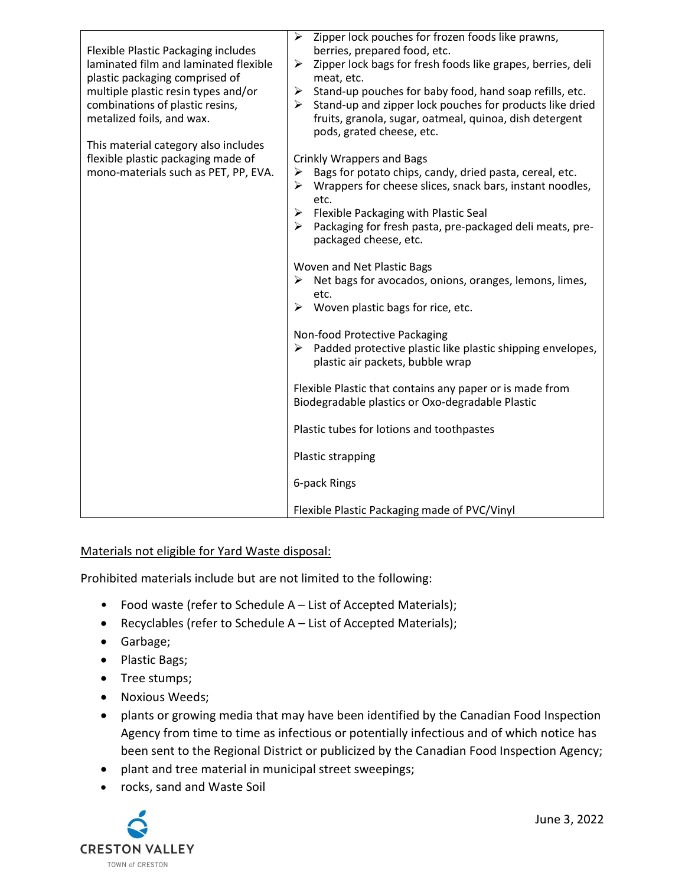| | |
|---|---|
| Flexible Plastic Packaging includes laminated film and laminated flexible plastic packaging comprised of multiple plastic resin types and/or combinations of plastic resins, metalized foils, and wax.<br><br>This material category also includes flexible plastic packaging made of mono-materials such as PET, PP, EVA. | ➢ Zipper lock pouches for frozen foods like prawns, berries, prepared food, etc.<br>➢ Zipper lock bags for fresh foods like grapes, berries, deli meat, etc.<br>➢ Stand-up pouches for baby food, hand soap refills, etc.<br>➢ Stand-up and zipper lock pouches for products like dried fruits, granola, sugar, oatmeal, quinoa, dish detergent pods, grated cheese, etc.<br><br>Crinkly Wrappers and Bags<br>➢ Bags for potato chips, candy, dried pasta, cereal, etc.<br>➢ Wrappers for cheese slices, snack bars, instant noodles, etc.<br>➢ Flexible Packaging with Plastic Seal<br>➢ Packaging for fresh pasta, pre-packaged deli meats, pre-packaged cheese, etc.<br><br>Woven and Net Plastic Bags<br>➢ Net bags for avocados, onions, oranges, lemons, limes, etc.<br>➢ Woven plastic bags for rice, etc.<br><br>Non-food Protective Packaging<br>➢ Padded protective plastic like plastic shipping envelopes, plastic air packets, bubble wrap<br><br>Flexible Plastic that contains any paper or is made from Biodegradable plastics or Oxo-degradable Plastic<br><br>Plastic tubes for lotions and toothpastes<br><br>Plastic strapping<br><br>6-pack Rings<br><br>Flexible Plastic Packaging made of PVC/Vinyl |

<u>Materials not eligible for Yard Waste disposal:</u>

Prohibited materials include but are not limited to the following:

- Food waste (refer to Schedule A – List of Accepted Materials);
- Recyclables (refer to Schedule A – List of Accepted Materials);
- Garbage;
- Plastic Bags;
- Tree stumps;
- Noxious Weeds;
- plants or growing media that may have been identified by the Canadian Food Inspection Agency from time to time as infectious or potentially infectious and of which notice has been sent to the Regional District or publicized by the Canadian Food Inspection Agency;
- plant and tree material in municipal street sweepings;
- rocks, sand and Waste Soil